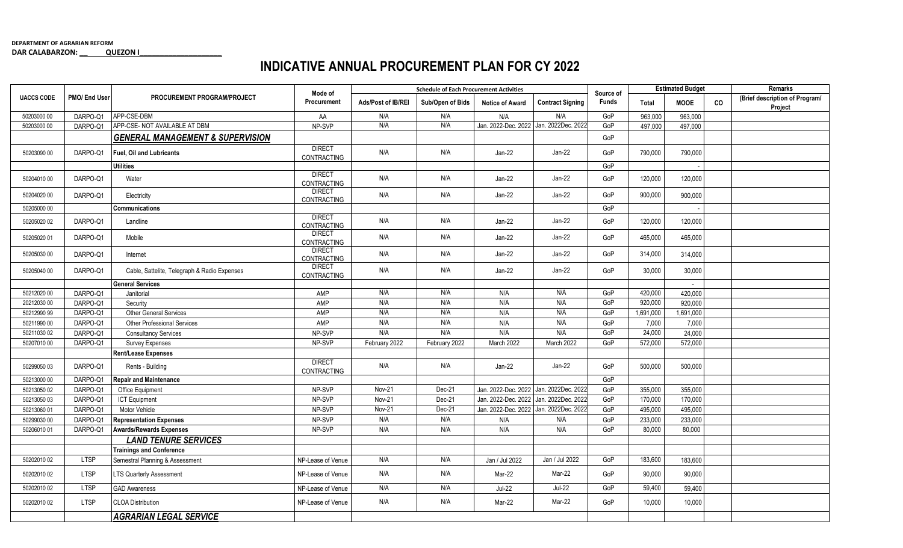DEPARTMENT OF AGRARIAN REFORM
DAR CALABARZON: __ QUEZON I____________________

# INDICATIVE ANNUAL PROCUREMENT PLAN FOR CY 2022

| UACCS CODE | PMO/ End User | PROCUREMENT PROGRAM/PROJECT | Mode of Procurement | Schedule of Each Procurement Activities | | | | Source of Funds | Estimated Budget | | | Remarks |
|---|---|---|---|---|---|---|---|---|---|---|---|---|
| | | | | Ads/Post of IB/REI | Sub/Open of Bids | Notice of Award | Contract Signing | | Total | MOOE | CO | (Brief description of Program/ Project |
| 50203000 00 | DARPO-Q1 | APP-CSE-DBM | AA | N/A | N/A | N/A | N/A | GoP | 963,000 | 963,000 | | |
| 50203000 00 | DARPO-Q1 | APP-CSE- NOT AVAILABLE AT DBM | NP-SVP | N/A | N/A | Jan. 2022-Dec. 2022 | Jan. 2022Dec. 2022 | GoP | 497,000 | 497,000 | | |
| | | ***GENERAL MANAGEMENT & SUPERVISION*** | | | | | | GoP | | | | |
| 50203090 00 | DARPO-Q1 | **Fuel, Oil and Lubricants** | DIRECT CONTRACTING | N/A | N/A | Jan-22 | Jan-22 | GoP | 790,000 | 790,000 | | |
| | | **Utilities** | | | | | | GoP | | - | | |
| 50204010 00 | DARPO-Q1 | Water | DIRECT CONTRACTING | N/A | N/A | Jan-22 | Jan-22 | GoP | 120,000 | 120,000 | | |
| 50204020 00 | DARPO-Q1 | Electricity | DIRECT CONTRACTING | N/A | N/A | Jan-22 | Jan-22 | GoP | 900,000 | 900,000 | | |
| 50205000 00 | | **Communications** | | | | | | GoP | | - | | |
| 50205020 02 | DARPO-Q1 | Landline | DIRECT CONTRACTING | N/A | N/A | Jan-22 | Jan-22 | GoP | 120,000 | 120,000 | | |
| 50205020 01 | DARPO-Q1 | Mobile | DIRECT CONTRACTING | N/A | N/A | Jan-22 | Jan-22 | GoP | 465,000 | 465,000 | | |
| 50205030 00 | DARPO-Q1 | Internet | DIRECT CONTRACTING | N/A | N/A | Jan-22 | Jan-22 | GoP | 314,000 | 314,000 | | |
| 50205040 00 | DARPO-Q1 | Cable, Sattelite, Telegraph & Radio Expenses | DIRECT CONTRACTING | N/A | N/A | Jan-22 | Jan-22 | GoP | 30,000 | 30,000 | | |
| | | **General Services** | | | | | | | | - | | |
| 50212020 00 | DARPO-Q1 | Janitorial | AMP | N/A | N/A | N/A | N/A | GoP | 420,000 | 420,000 | | |
| 20212030 00 | DARPO-Q1 | Security | AMP | N/A | N/A | N/A | N/A | GoP | 920,000 | 920,000 | | |
| 50212990 99 | DARPO-Q1 | Other General Services | AMP | N/A | N/A | N/A | N/A | GoP | 1,691,000 | 1,691,000 | | |
| 50211990 00 | DARPO-Q1 | Other Professional Services | AMP | N/A | N/A | N/A | N/A | GoP | 7,000 | 7,000 | | |
| 50211030 02 | DARPO-Q1 | Consultancy Services | NP-SVP | N/A | N/A | N/A | N/A | GoP | 24,000 | 24,000 | | |
| 50207010 00 | DARPO-Q1 | Survey Expenses | NP-SVP | February 2022 | February 2022 | March 2022 | March 2022 | GoP | 572,000 | 572,000 | | |
| | | **Rent/Lease Expenses** | | | | | | | | | | |
| 50299050 03 | DARPO-Q1 | Rents - Building | DIRECT CONTRACTING | N/A | N/A | Jan-22 | Jan-22 | GoP | 500,000 | 500,000 | | |
| 50213000 00 | DARPO-Q1 | **Repair and Maintenance** | | | | | | GoP | | | | |
| 50213050 02 | DARPO-Q1 | Office Equipment | NP-SVP | Nov-21 | Dec-21 | Jan. 2022-Dec. 2022 | Jan. 2022Dec. 2022 | GoP | 355,000 | 355,000 | | |
| 50213050 03 | DARPO-Q1 | ICT Equipment | NP-SVP | Nov-21 | Dec-21 | Jan. 2022-Dec. 2022 | Jan. 2022Dec. 2022 | GoP | 170,000 | 170,000 | | |
| 50213060 01 | DARPO-Q1 | Motor Vehicle | NP-SVP | Nov-21 | Dec-21 | Jan. 2022-Dec. 2022 | Jan. 2022Dec. 2022 | GoP | 495,000 | 495,000 | | |
| 50299030 00 | DARPO-Q1 | **Representation Expenses** | NP-SVP | N/A | N/A | N/A | N/A | GoP | 233,000 | 233,000 | | |
| 50206010 01 | DARPO-Q1 | **Awards/Rewards Expenses** | NP-SVP | N/A | N/A | N/A | N/A | GoP | 80,000 | 80,000 | | |
| | | ***LAND TENURE SERVICES*** | | | | | | | | | | |
| | | **Trainings and Conference** | | | | | | | | | | |
| 50202010 02 | LTSP | Semestral Planning & Assessment | NP-Lease of Venue | N/A | N/A | Jan / Jul 2022 | Jan / Jul 2022 | GoP | 183,600 | 183,600 | | |
| 50202010 02 | LTSP | LTS Quarterly Assessment | NP-Lease of Venue | N/A | N/A | Mar-22 | Mar-22 | GoP | 90,000 | 90,000 | | |
| 50202010 02 | LTSP | GAD Awareness | NP-Lease of Venue | N/A | N/A | Jul-22 | Jul-22 | GoP | 59,400 | 59,400 | | |
| 50202010 02 | LTSP | CLOA Distribution | NP-Lease of Venue | N/A | N/A | Mar-22 | Mar-22 | GoP | 10,000 | 10,000 | | |
| | | ***AGRARIAN LEGAL SERVICE*** | | | | | | | | | | |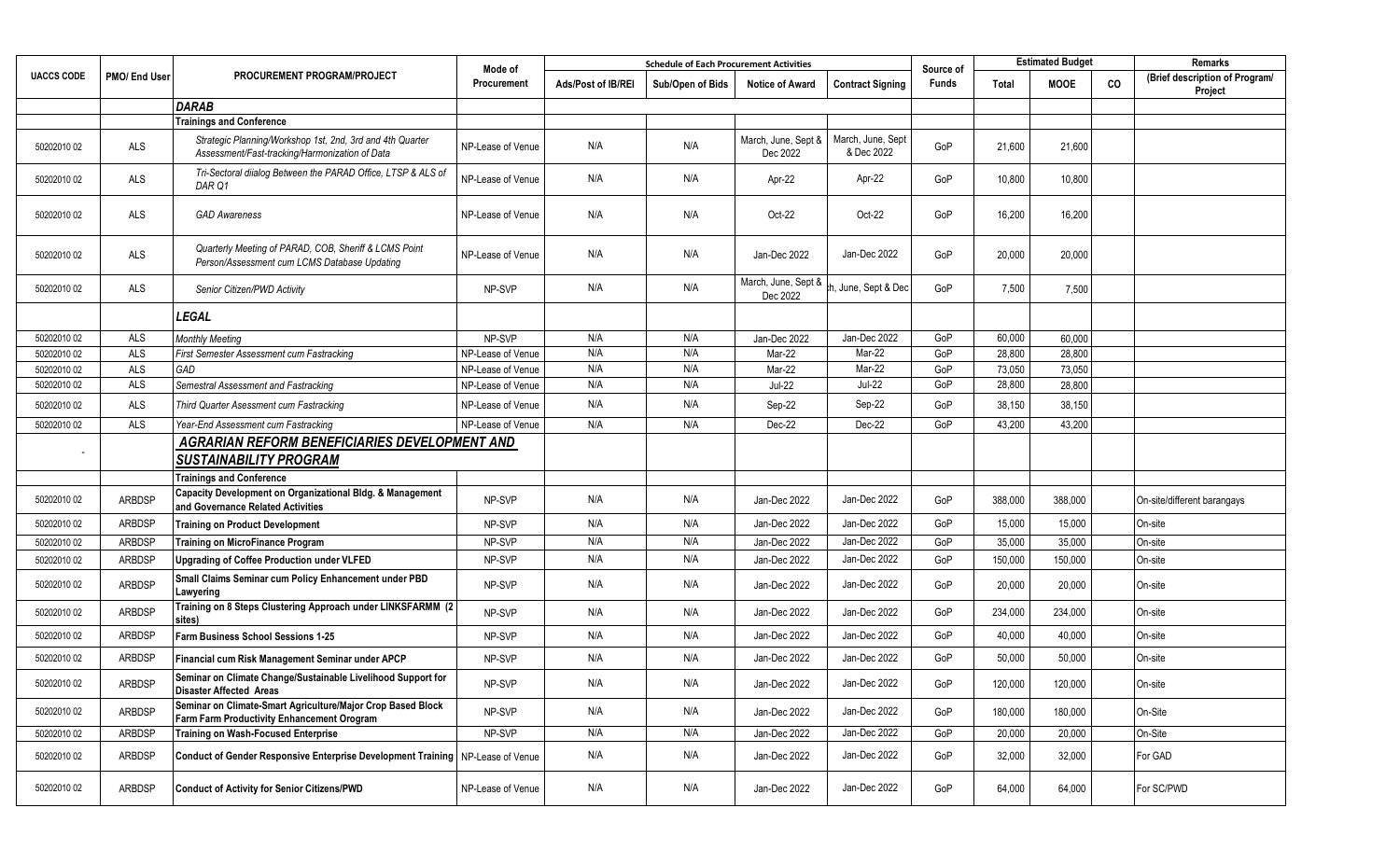| UACCS CODE | PMO/ End User | PROCUREMENT PROGRAM/PROJECT | Mode of Procurement | Schedule of Each Procurement Activities | | | | Source of Funds | Estimated Budget | | | Remarks |
|---|---|---|---|---|---|---|---|---|---|---|---|---|
| | | | | Ads/Post of IB/REI | Sub/Open of Bids | Notice of Award | Contract Signing | | Total | MOOE | CO | (Brief description of Program/ Project |
| | | ***DARAB*** | | | | | | | | | | |
| | | **Trainings and Conference** | | | | | | | | | | |
| 50202010 02 | ALS | *Strategic Planning/Workshop 1st, 2nd, 3rd and 4th Quarter Assessment/Fast-tracking/Harmonization of Data* | NP-Lease of Venue | N/A | N/A | March, June, Sept & Dec 2022 | March, June, Sept & Dec 2022 | GoP | 21,600 | 21,600 | | |
| 50202010 02 | ALS | *Tri-Sectoral diialog Between the PARAD Office, LTSP & ALS of DAR Q1* | NP-Lease of Venue | N/A | N/A | Apr-22 | Apr-22 | GoP | 10,800 | 10,800 | | |
| 50202010 02 | ALS | *GAD Awareness* | NP-Lease of Venue | N/A | N/A | Oct-22 | Oct-22 | GoP | 16,200 | 16,200 | | |
| 50202010 02 | ALS | *Quarterly Meeting of PARAD, COB, Sheriff & LCMS Point Person/Assessment cum LCMS Database Updating* | NP-Lease of Venue | N/A | N/A | Jan-Dec 2022 | Jan-Dec 2022 | GoP | 20,000 | 20,000 | | |
| 50202010 02 | ALS | *Senior Citizen/PWD Activity* | NP-SVP | N/A | N/A | March, June, Sept & Dec 2022 | h, June, Sept & Dec | GoP | 7,500 | 7,500 | | |
| | | ***LEGAL*** | | | | | | | | | | |
| 50202010 02 | ALS | *Monthly Meeting* | NP-SVP | N/A | N/A | Jan-Dec 2022 | Jan-Dec 2022 | GoP | 60,000 | 60,000 | | |
| 50202010 02 | ALS | *First Semester Assessment cum Fastracking* | NP-Lease of Venue | N/A | N/A | Mar-22 | Mar-22 | GoP | 28,800 | 28,800 | | |
| 50202010 02 | ALS | *GAD* | NP-Lease of Venue | N/A | N/A | Mar-22 | Mar-22 | GoP | 73,050 | 73,050 | | |
| 50202010 02 | ALS | *Semestral Assessment and Fastracking* | NP-Lease of Venue | N/A | N/A | Jul-22 | Jul-22 | GoP | 28,800 | 28,800 | | |
| 50202010 02 | ALS | *Third Quarter Asessment cum Fastracking* | NP-Lease of Venue | N/A | N/A | Sep-22 | Sep-22 | GoP | 38,150 | 38,150 | | |
| 50202010 02 | ALS | *Year-End Assessment cum Fastracking* | NP-Lease of Venue | N/A | N/A | Dec-22 | Dec-22 | GoP | 43,200 | 43,200 | | |
| - | | ***AGRARIAN REFORM BENEFICIARIES DEVELOPMENT AND SUSTAINABILITY PROGRAM*** | | | | | | | | | | |
| | | **Trainings and Conference** | | | | | | | | | | |
| 50202010 02 | ARBDSP | **Capacity Development on Organizational Bldg. & Management and Governance Related Activities** | NP-SVP | N/A | N/A | Jan-Dec 2022 | Jan-Dec 2022 | GoP | 388,000 | 388,000 | | On-site/different barangays |
| 50202010 02 | ARBDSP | **Training on Product Development** | NP-SVP | N/A | N/A | Jan-Dec 2022 | Jan-Dec 2022 | GoP | 15,000 | 15,000 | | On-site |
| 50202010 02 | ARBDSP | **Training on MicroFinance Program** | NP-SVP | N/A | N/A | Jan-Dec 2022 | Jan-Dec 2022 | GoP | 35,000 | 35,000 | | On-site |
| 50202010 02 | ARBDSP | **Upgrading of Coffee Production under VLFED** | NP-SVP | N/A | N/A | Jan-Dec 2022 | Jan-Dec 2022 | GoP | 150,000 | 150,000 | | On-site |
| 50202010 02 | ARBDSP | **Small Claims Seminar cum Policy Enhancement under PBD Lawyering** | NP-SVP | N/A | N/A | Jan-Dec 2022 | Jan-Dec 2022 | GoP | 20,000 | 20,000 | | On-site |
| 50202010 02 | ARBDSP | **Training on 8 Steps Clustering Approach under LINKSFARMM (2 sites)** | NP-SVP | N/A | N/A | Jan-Dec 2022 | Jan-Dec 2022 | GoP | 234,000 | 234,000 | | On-site |
| 50202010 02 | ARBDSP | **Farm Business School Sessions 1-25** | NP-SVP | N/A | N/A | Jan-Dec 2022 | Jan-Dec 2022 | GoP | 40,000 | 40,000 | | On-site |
| 50202010 02 | ARBDSP | **Financial cum Risk Management Seminar under APCP** | NP-SVP | N/A | N/A | Jan-Dec 2022 | Jan-Dec 2022 | GoP | 50,000 | 50,000 | | On-site |
| 50202010 02 | ARBDSP | **Seminar on Climate Change/Sustainable Livelihood Support for Disaster Affected Areas** | NP-SVP | N/A | N/A | Jan-Dec 2022 | Jan-Dec 2022 | GoP | 120,000 | 120,000 | | On-site |
| 50202010 02 | ARBDSP | **Seminar on Climate-Smart Agriculture/Major Crop Based Block Farm Farm Productivity Enhancement Orogram** | NP-SVP | N/A | N/A | Jan-Dec 2022 | Jan-Dec 2022 | GoP | 180,000 | 180,000 | | On-Site |
| 50202010 02 | ARBDSP | **Training on Wash-Focused Enterprise** | NP-SVP | N/A | N/A | Jan-Dec 2022 | Jan-Dec 2022 | GoP | 20,000 | 20,000 | | On-Site |
| 50202010 02 | ARBDSP | **Conduct of Gender Responsive Enterprise Development Training** | NP-Lease of Venue | N/A | N/A | Jan-Dec 2022 | Jan-Dec 2022 | GoP | 32,000 | 32,000 | | For GAD |
| 50202010 02 | ARBDSP | **Conduct of Activity for Senior Citizens/PWD** | NP-Lease of Venue | N/A | N/A | Jan-Dec 2022 | Jan-Dec 2022 | GoP | 64,000 | 64,000 | | For SC/PWD |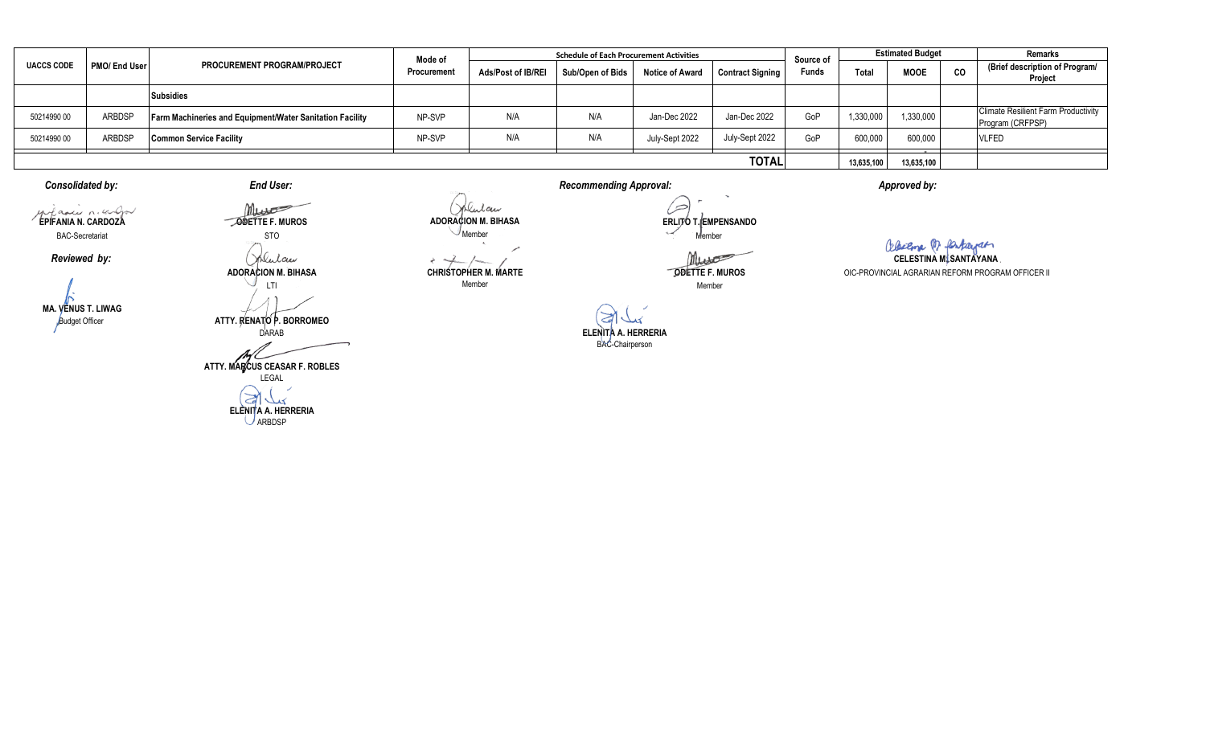| UACCS CODE | PMO/ End User | PROCUREMENT PROGRAM/PROJECT | Mode of Procurement | Schedule of Each Procurement Activities | | | | Source of Funds | Estimated Budget | | | Remarks |
|---|---|---|---|---|---|---|---|---|---|---|---|---|
| | | | | Ads/Post of IB/REI | Sub/Open of Bids | Notice of Award | Contract Signing | | Total | MOOE | CO | (Brief description of Program/ Project |
| | | **Subsidies** | | | | | | | | | | |
| 50214990 00 | ARBDSP | **Farm Machineries and Equipment/Water Sanitation Facility** | NP-SVP | N/A | N/A | Jan-Dec 2022 | Jan-Dec 2022 | GoP | 1,330,000 | 1,330,000 | | Climate Resilient Farm Productivity Program (CRFPSP) |
| 50214990 00 | ARBDSP | **Common Service Facility** | NP-SVP | N/A | N/A | July-Sept 2022 | July-Sept 2022 | GoP | 600,000 | 600,000 | | VLFED |
| | | | | | | | **TOTAL** | | 13,635,100 | 13,635,100 | | |

*Consolidated by:*

**EPIFANIA N. CARDOZA**
BAC-Secretariat

*Reviewed by:*

**MA. VENUS T. LIWAG**
Budget Officer

*End User:*

**ODETTE F. MUROS**
STO

**ADORACION M. BIHASA**
LTI

**ATTY. RENATO P. BORROMEO**
DARAB

**ATTY. MARCUS CEASAR F. ROBLES**
LEGAL

**ELENITA A. HERRERIA**
ARBDSP

*Recommending Approval:*

**ADORACION M. BIHASA**
Member

**ERLITO T. EMPENSANDO**
Member

**CHRISTOPHER M. MARTE**
Member

**ODETTE F. MUROS**
Member

**ELENITA A. HERRERIA**
BAC-Chairperson

*Approved by:*

**CELESTINA M. SANTAYANA**
OIC-PROVINCIAL AGRARIAN REFORM PROGRAM OFFICER II